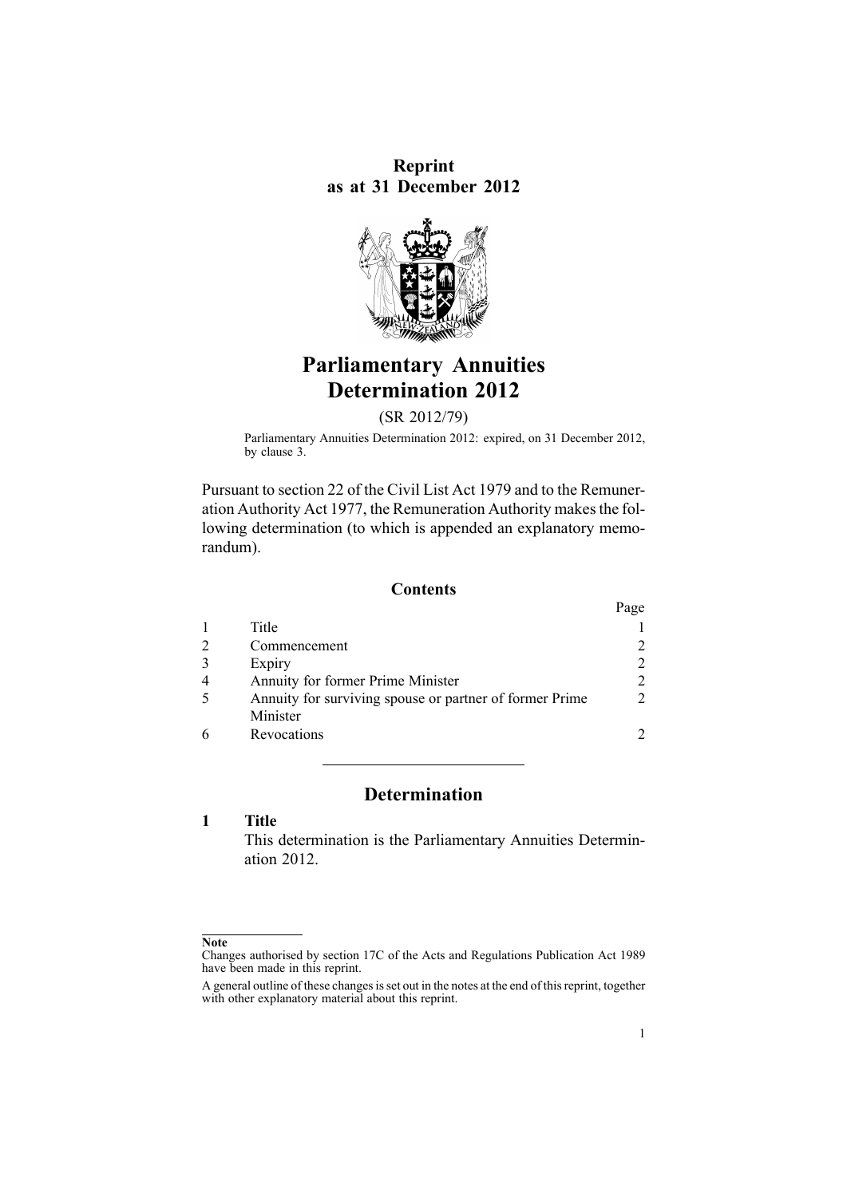**Reprint**
**as at 31 December 2012**

# Parliamentary Annuities Determination 2012

(SR 2012/79)

Parliamentary Annuities Determination 2012: expired, on 31 December 2012, by clause 3.

Pursuant to section 22 of the Civil List Act 1979 and to the Remuneration Authority Act 1977, the Remuneration Authority makes the following determination (to which is appended an explanatory memorandum).

## Contents

| | | Page |
|---|---|---|
| 1 | Title | 1 |
| 2 | Commencement | 2 |
| 3 | Expiry | 2 |
| 4 | Annuity for former Prime Minister | 2 |
| 5 | Annuity for surviving spouse or partner of former Prime Minister | 2 |
| 6 | Revocations | 2 |

## Determination

### 1 Title

This determination is the Parliamentary Annuities Determination 2012.

---

**Note**

Changes authorised by section 17C of the Acts and Regulations Publication Act 1989 have been made in this reprint.

A general outline of these changes is set out in the notes at the end of this reprint, together with other explanatory material about this reprint.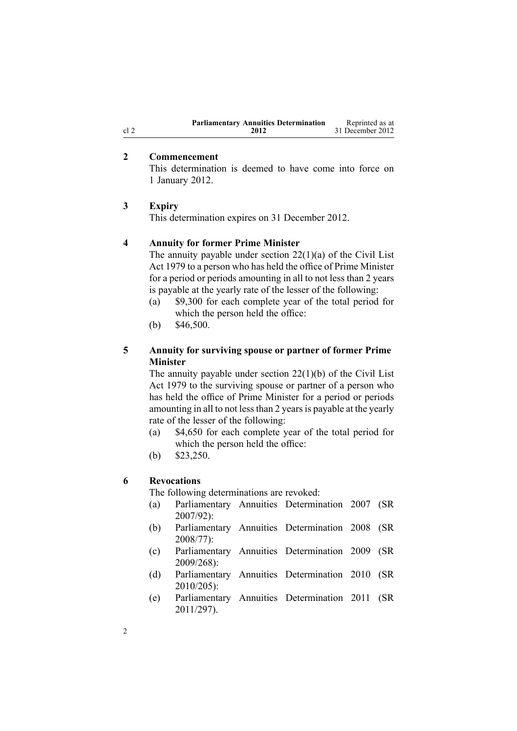## 2 Commencement

This determination is deemed to have come into force on 1 January 2012.

## 3 Expiry

This determination expires on 31 December 2012.

## 4 Annuity for former Prime Minister

The annuity payable under section 22(1)(a) of the Civil List Act 1979 to a person who has held the office of Prime Minister for a period or periods amounting in all to not less than 2 years is payable at the yearly rate of the lesser of the following:

- (a) $9,300 for each complete year of the total period for which the person held the office:
- (b) $46,500.

## 5 Annuity for surviving spouse or partner of former Prime Minister

The annuity payable under section 22(1)(b) of the Civil List Act 1979 to the surviving spouse or partner of a person who has held the office of Prime Minister for a period or periods amounting in all to not less than 2 years is payable at the yearly rate of the lesser of the following:

- (a) $4,650 for each complete year of the total period for which the person held the office:
- (b) $23,250.

## 6 Revocations

The following determinations are revoked:

- (a) Parliamentary Annuities Determination 2007 (SR 2007/92):
- (b) Parliamentary Annuities Determination 2008 (SR 2008/77):
- (c) Parliamentary Annuities Determination 2009 (SR 2009/268):
- (d) Parliamentary Annuities Determination 2010 (SR 2010/205):
- (e) Parliamentary Annuities Determination 2011 (SR 2011/297).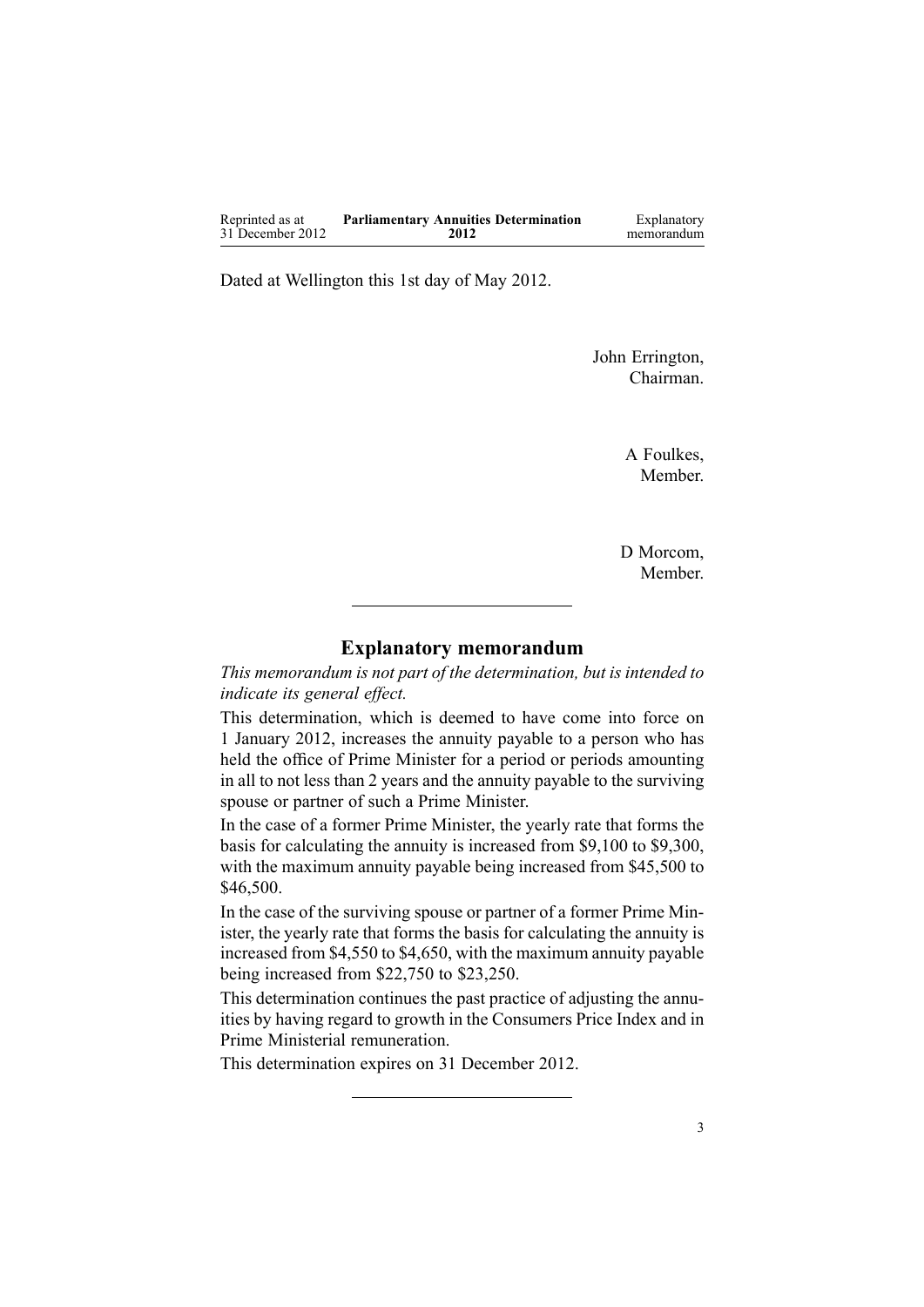Dated at Wellington this 1st day of May 2012.

John Errington,
Chairman.

A Foulkes,
Member.

D Morcom,
Member.

---

## Explanatory memorandum

*This memorandum is not part of the determination, but is intended to indicate its general effect.*

This determination, which is deemed to have come into force on 1 January 2012, increases the annuity payable to a person who has held the office of Prime Minister for a period or periods amounting in all to not less than 2 years and the annuity payable to the surviving spouse or partner of such a Prime Minister.

In the case of a former Prime Minister, the yearly rate that forms the basis for calculating the annuity is increased from $9,100 to $9,300, with the maximum annuity payable being increased from $45,500 to $46,500.

In the case of the surviving spouse or partner of a former Prime Minister, the yearly rate that forms the basis for calculating the annuity is increased from $4,550 to $4,650, with the maximum annuity payable being increased from $22,750 to $23,250.

This determination continues the past practice of adjusting the annuities by having regard to growth in the Consumers Price Index and in Prime Ministerial remuneration.

This determination expires on 31 December 2012.

---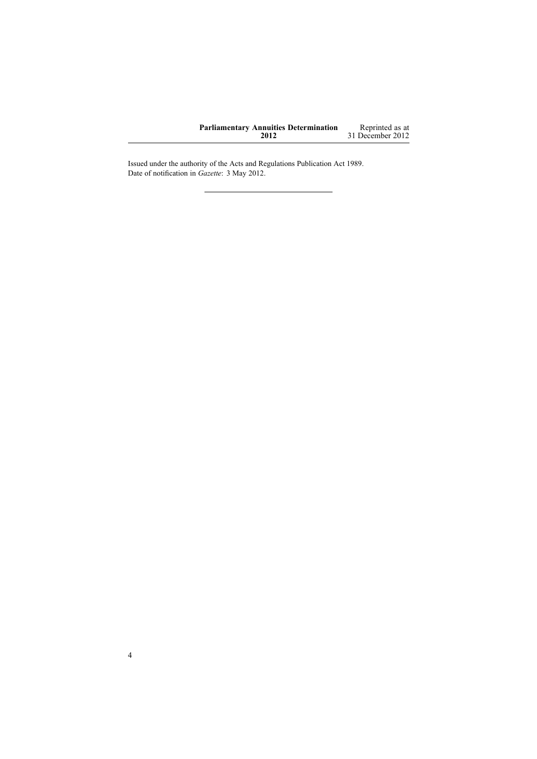Issued under the authority of the Acts and Regulations Publication Act 1989.
Date of notification in *Gazette*: 3 May 2012.

---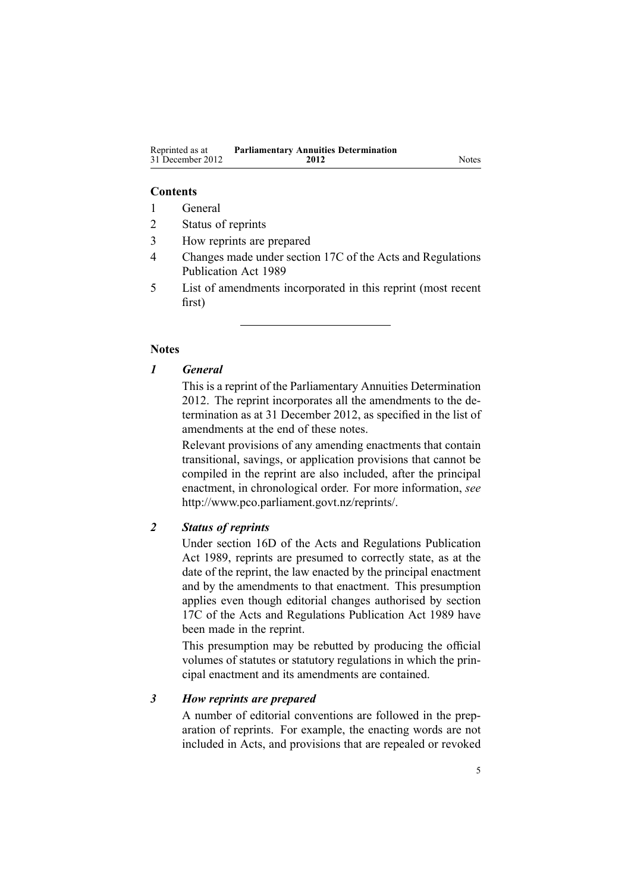**Contents**

1 General
2 Status of reprints
3 How reprints are prepared
4 Changes made under section 17C of the Acts and Regulations Publication Act 1989
5 List of amendments incorporated in this reprint (most recent first)

---

**Notes**

***1 General***

This is a reprint of the Parliamentary Annuities Determination 2012. The reprint incorporates all the amendments to the determination as at 31 December 2012, as specified in the list of amendments at the end of these notes.

Relevant provisions of any amending enactments that contain transitional, savings, or application provisions that cannot be compiled in the reprint are also included, after the principal enactment, in chronological order. For more information, *see* http://www.pco.parliament.govt.nz/reprints/.

***2 Status of reprints***

Under section 16D of the Acts and Regulations Publication Act 1989, reprints are presumed to correctly state, as at the date of the reprint, the law enacted by the principal enactment and by the amendments to that enactment. This presumption applies even though editorial changes authorised by section 17C of the Acts and Regulations Publication Act 1989 have been made in the reprint.

This presumption may be rebutted by producing the official volumes of statutes or statutory regulations in which the principal enactment and its amendments are contained.

***3 How reprints are prepared***

A number of editorial conventions are followed in the preparation of reprints. For example, the enacting words are not included in Acts, and provisions that are repealed or revoked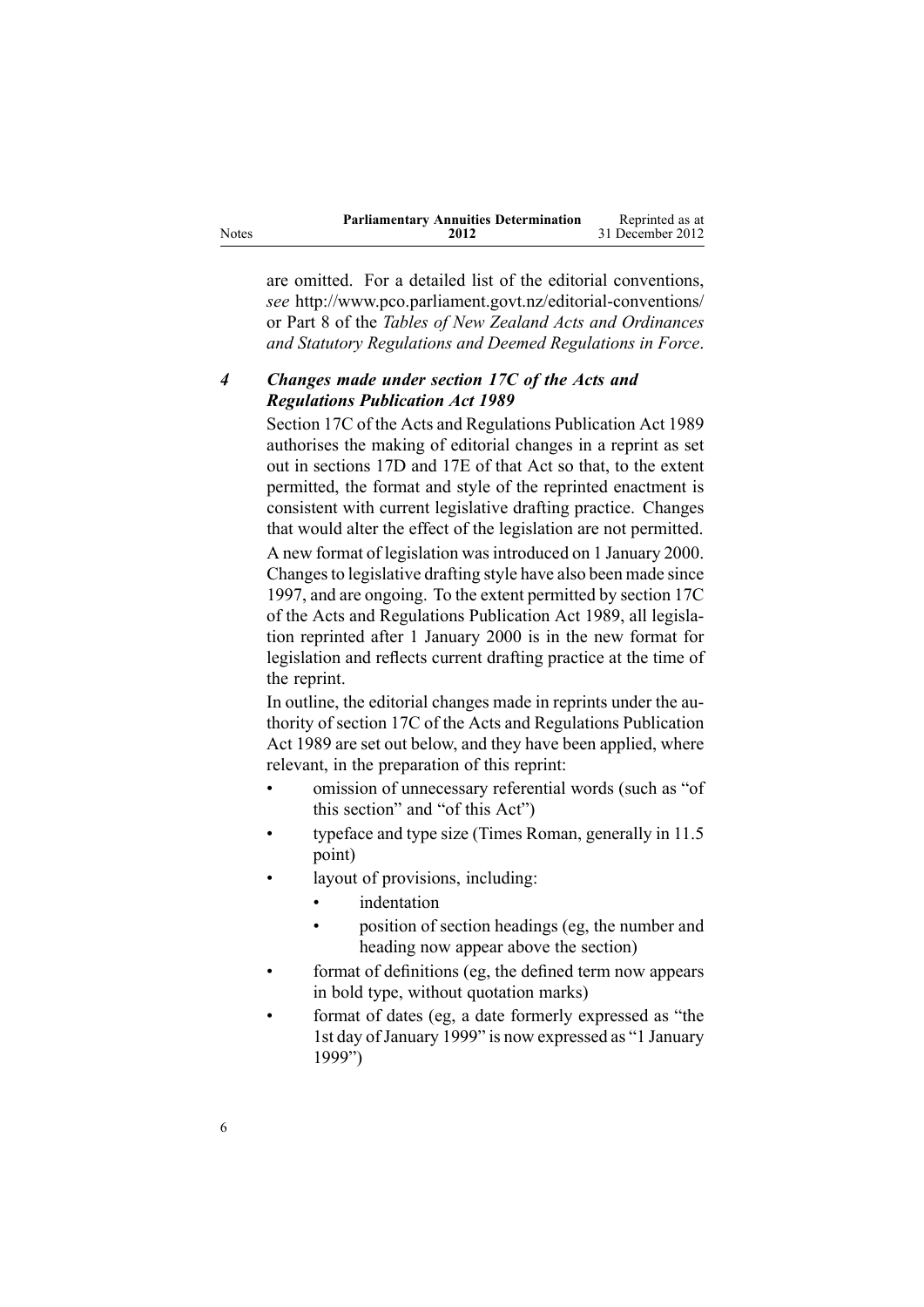are omitted. For a detailed list of the editorial conventions, *see* http://www.pco.parliament.govt.nz/editorial-conventions/ or Part 8 of the *Tables of New Zealand Acts and Ordinances and Statutory Regulations and Deemed Regulations in Force*.

### *4 Changes made under section 17C of the Acts and Regulations Publication Act 1989*

Section 17C of the Acts and Regulations Publication Act 1989 authorises the making of editorial changes in a reprint as set out in sections 17D and 17E of that Act so that, to the extent permitted, the format and style of the reprinted enactment is consistent with current legislative drafting practice. Changes that would alter the effect of the legislation are not permitted.

A new format of legislation was introduced on 1 January 2000. Changes to legislative drafting style have also been made since 1997, and are ongoing. To the extent permitted by section 17C of the Acts and Regulations Publication Act 1989, all legislation reprinted after 1 January 2000 is in the new format for legislation and reflects current drafting practice at the time of the reprint.

In outline, the editorial changes made in reprints under the authority of section 17C of the Acts and Regulations Publication Act 1989 are set out below, and they have been applied, where relevant, in the preparation of this reprint:

- omission of unnecessary referential words (such as "of this section" and "of this Act")
- typeface and type size (Times Roman, generally in 11.5 point)
- layout of provisions, including:
  - indentation
  - position of section headings (eg, the number and heading now appear above the section)
- format of definitions (eg, the defined term now appears in bold type, without quotation marks)
- format of dates (eg, a date formerly expressed as "the 1st day of January 1999" is now expressed as "1 January 1999")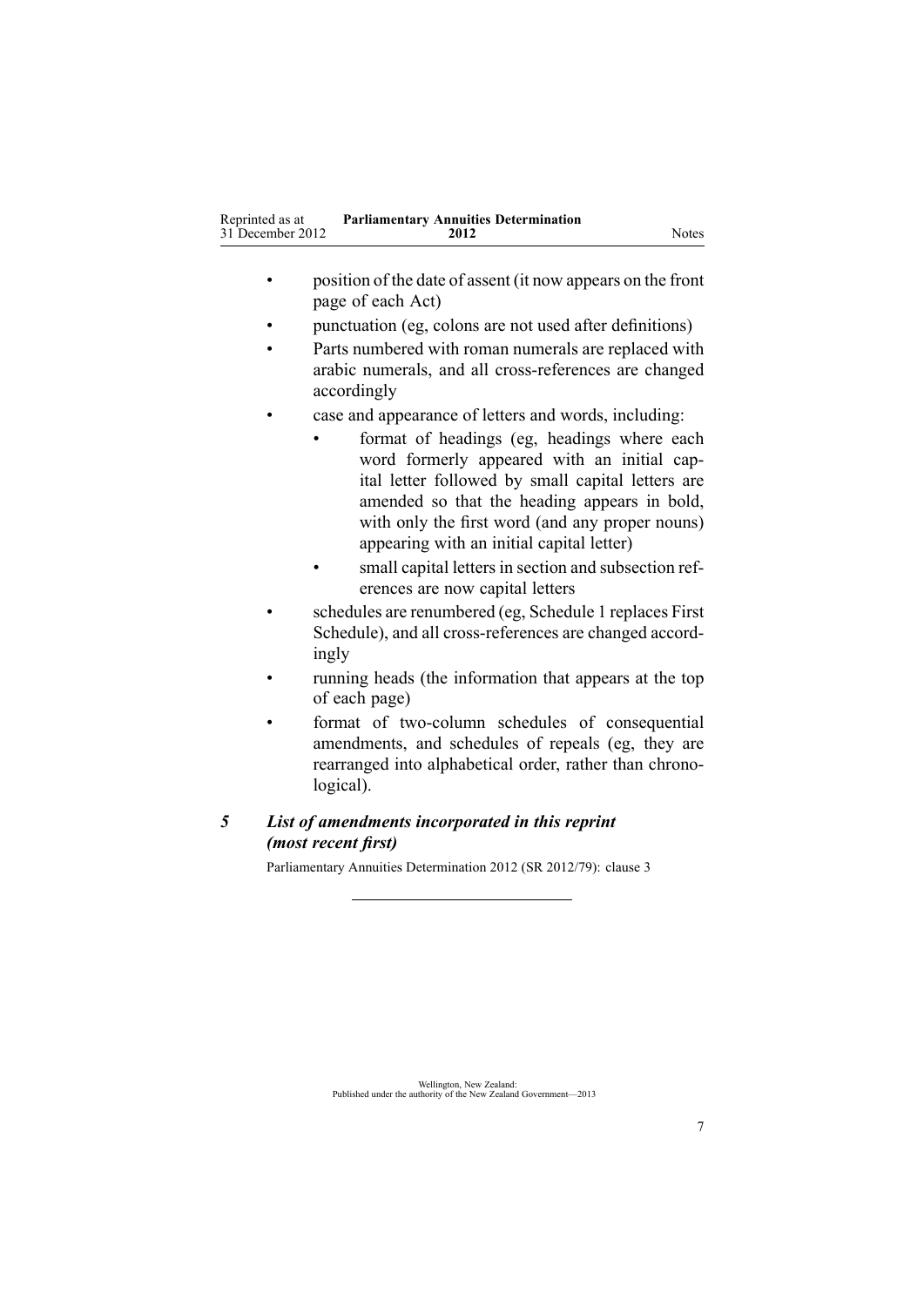- position of the date of assent (it now appears on the front page of each Act)
- punctuation (eg, colons are not used after definitions)
- Parts numbered with roman numerals are replaced with arabic numerals, and all cross-references are changed accordingly
- case and appearance of letters and words, including:
  - format of headings (eg, headings where each word formerly appeared with an initial capital letter followed by small capital letters are amended so that the heading appears in bold, with only the first word (and any proper nouns) appearing with an initial capital letter)
  - small capital letters in section and subsection references are now capital letters
- schedules are renumbered (eg, Schedule 1 replaces First Schedule), and all cross-references are changed accordingly
- running heads (the information that appears at the top of each page)
- format of two-column schedules of consequential amendments, and schedules of repeals (eg, they are rearranged into alphabetical order, rather than chronological).

### *5 List of amendments incorporated in this reprint (most recent first)*

Parliamentary Annuities Determination 2012 (SR 2012/79): clause 3

---

Wellington, New Zealand:
Published under the authority of the New Zealand Government—2013